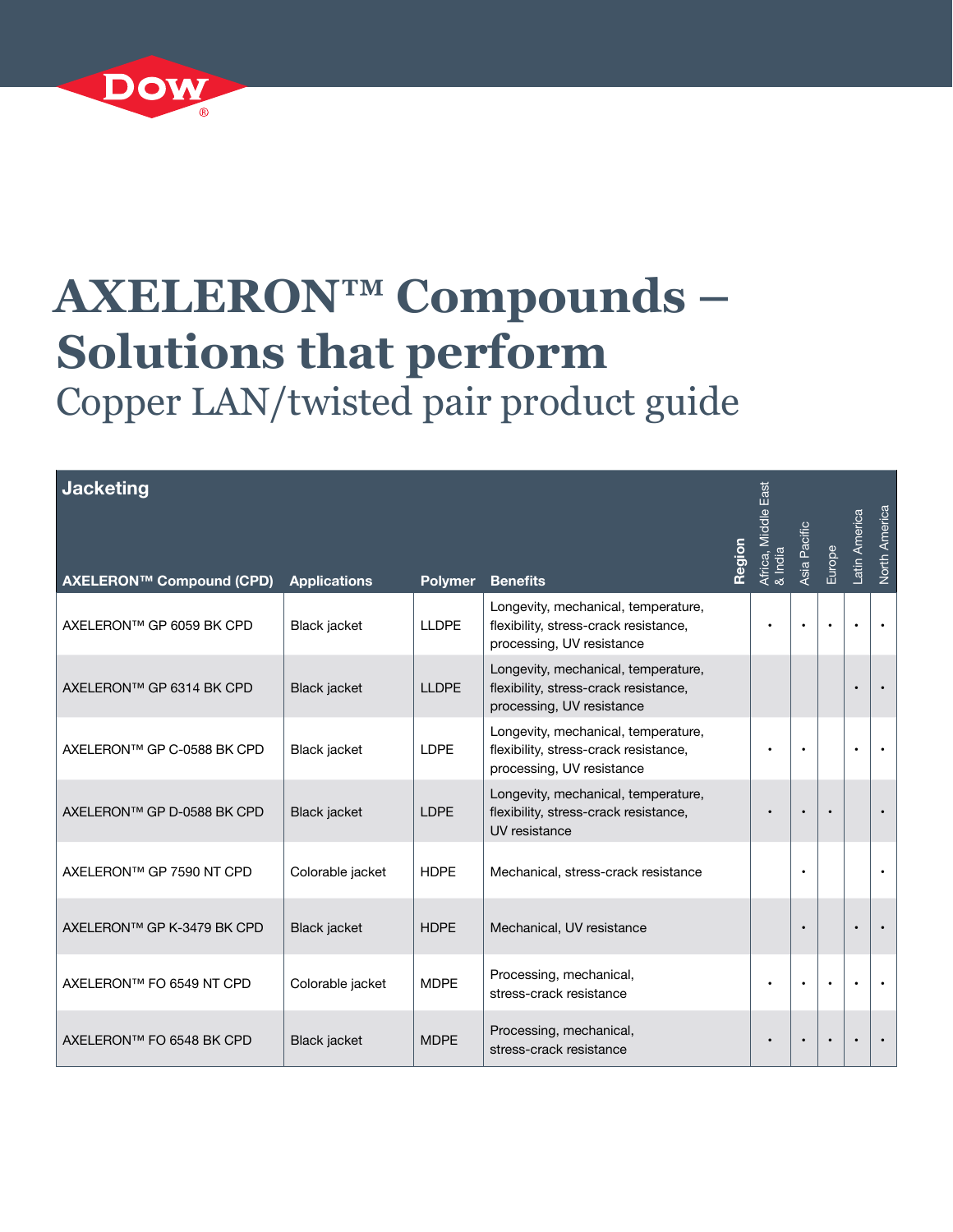# AXELERON™ Compounds – Solutions that perform

## Copper LAN/twisted pair product guide

**Jacketing**

| AXELERON™ Compound (CPD) | Applications | Polymer | Benefits | Africa, Middle East & India | Asia Pacific | Europe | Latin America | North America |
|---|---|---|---|---|---|---|---|---|
| AXELERON™ GP 6059 BK CPD | Black jacket | LLDPE | Longevity, mechanical, temperature, flexibility, stress-crack resistance, processing, UV resistance | • | • | • | • | • |
| AXELERON™ GP 6314 BK CPD | Black jacket | LLDPE | Longevity, mechanical, temperature, flexibility, stress-crack resistance, processing, UV resistance | | | | • | • |
| AXELERON™ GP C-0588 BK CPD | Black jacket | LDPE | Longevity, mechanical, temperature, flexibility, stress-crack resistance, processing, UV resistance | • | • | | • | • |
| AXELERON™ GP D-0588 BK CPD | Black jacket | LDPE | Longevity, mechanical, temperature, flexibility, stress-crack resistance, UV resistance | • | • | • | | • |
| AXELERON™ GP 7590 NT CPD | Colorable jacket | HDPE | Mechanical, stress-crack resistance | | • | | | • |
| AXELERON™ GP K-3479 BK CPD | Black jacket | HDPE | Mechanical, UV resistance | | • | | • | • |
| AXELERON™ FO 6549 NT CPD | Colorable jacket | MDPE | Processing, mechanical, stress-crack resistance | • | • | • | • | • |
| AXELERON™ FO 6548 BK CPD | Black jacket | MDPE | Processing, mechanical, stress-crack resistance | • | • | • | • | • |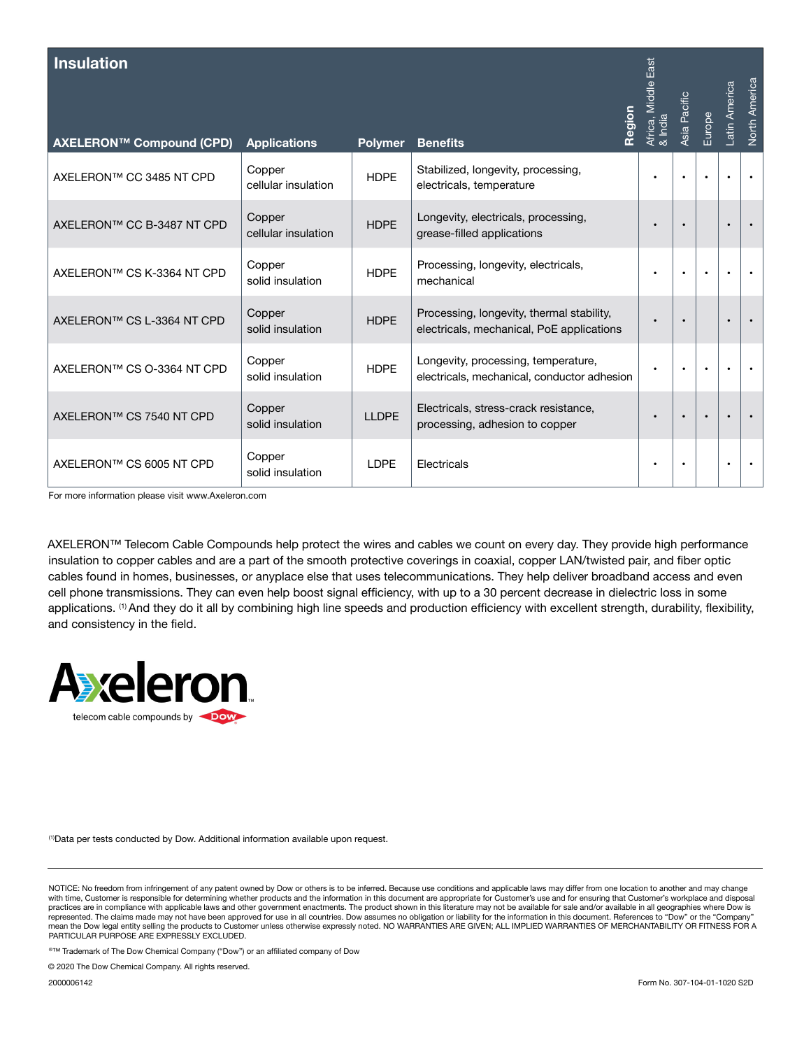## Insulation

| AXELERON™ Compound (CPD) | Applications | Polymer | Benefits | Region: Africa, Middle East & India | Asia Pacific | Europe | Latin America | North America |
|---|---|---|---|---|---|---|---|---|
| AXELERON™ CC 3485 NT CPD | Copper cellular insulation | HDPE | Stabilized, longevity, processing, electricals, temperature | • | • | • | • | • |
| AXELERON™ CC B-3487 NT CPD | Copper cellular insulation | HDPE | Longevity, electricals, processing, grease-filled applications | • | • | | • | • |
| AXELERON™ CS K-3364 NT CPD | Copper solid insulation | HDPE | Processing, longevity, electricals, mechanical | • | • | • | • | • |
| AXELERON™ CS L-3364 NT CPD | Copper solid insulation | HDPE | Processing, longevity, thermal stability, electricals, mechanical, PoE applications | • | • | | • | • |
| AXELERON™ CS O-3364 NT CPD | Copper solid insulation | HDPE | Longevity, processing, temperature, electricals, mechanical, conductor adhesion | • | • | • | • | • |
| AXELERON™ CS 7540 NT CPD | Copper solid insulation | LLDPE | Electricals, stress-crack resistance, processing, adhesion to copper | • | • | • | • | • |
| AXELERON™ CS 6005 NT CPD | Copper solid insulation | LDPE | Electricals | • | • | | • | • |

For more information please visit www.Axeleron.com

AXELERON™ Telecom Cable Compounds help protect the wires and cables we count on every day. They provide high performance insulation to copper cables and are a part of the smooth protective coverings in coaxial, copper LAN/twisted pair, and fiber optic cables found in homes, businesses, or anyplace else that uses telecommunications. They help deliver broadband access and even cell phone transmissions. They can even help boost signal efficiency, with up to a 30 percent decrease in dielectric loss in some applications. [1] And they do it all by combining high line speeds and production efficiency with excellent strength, durability, flexibility, and consistency in the field.

Axeleron™
telecom cable compounds by Dow

[1] Data per tests conducted by Dow. Additional information available upon request.

NOTICE: No freedom from infringement of any patent owned by Dow or others is to be inferred. Because use conditions and applicable laws may differ from one location to another and may change with time, Customer is responsible for determining whether products and the information in this document are appropriate for Customer's use and for ensuring that Customer's workplace and disposal practices are in compliance with applicable laws and other government enactments. The product shown in this literature may not be available for sale and/or available in all geographies where Dow is represented. The claims made may not have been approved for use in all countries. Dow assumes no obligation or liability for the information in this document. References to "Dow" or the "Company" mean the Dow legal entity selling the products to Customer unless otherwise expressly noted. NO WARRANTIES ARE GIVEN; ALL IMPLIED WARRANTIES OF MERCHANTABILITY OR FITNESS FOR A PARTICULAR PURPOSE ARE EXPRESSLY EXCLUDED.

®™ Trademark of The Dow Chemical Company ("Dow") or an affiliated company of Dow

© 2020 The Dow Chemical Company. All rights reserved.

2000006142

Form No. 307-104-01-1020 S2D